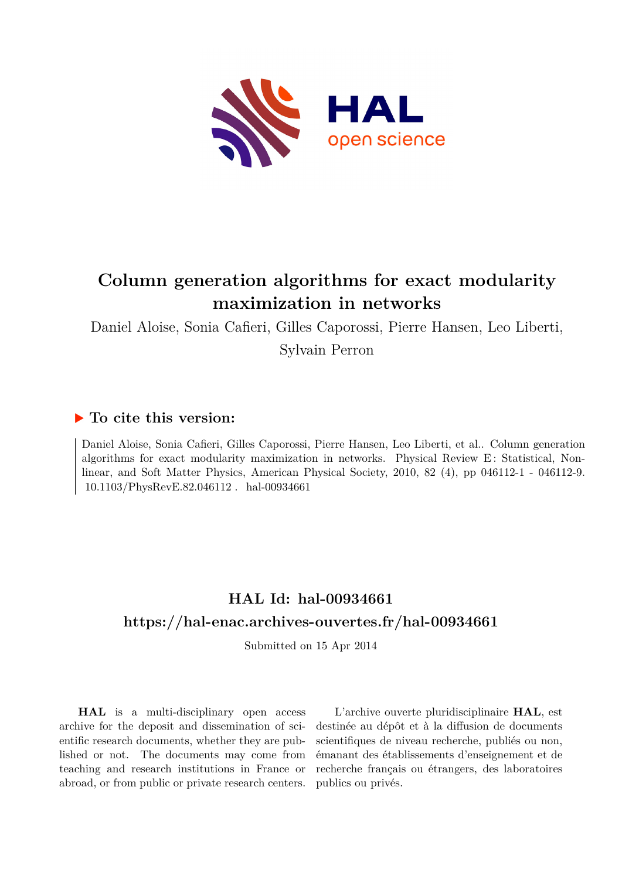# Column generation algorithms for exact modularity maximization in networks

Daniel Aloise, Sonia Cafieri, Gilles Caporossi, Pierre Hansen, Leo Liberti, Sylvain Perron

## ► To cite this version:

Daniel Aloise, Sonia Cafieri, Gilles Caporossi, Pierre Hansen, Leo Liberti, et al.. Column generation algorithms for exact modularity maximization in networks. Physical Review E : Statistical, Nonlinear, and Soft Matter Physics, American Physical Society, 2010, 82 (4), pp 046112-1 - 046112-9. 10.1103/PhysRevE.82.046112 . hal-00934661

## HAL Id: hal-00934661

## https://hal-enac.archives-ouvertes.fr/hal-00934661

Submitted on 15 Apr 2014

**HAL** is a multi-disciplinary open access archive for the deposit and dissemination of scientific research documents, whether they are published or not. The documents may come from teaching and research institutions in France or abroad, or from public or private research centers.

L'archive ouverte pluridisciplinaire **HAL**, est destinée au dépôt et à la diffusion de documents scientifiques de niveau recherche, publiés ou non, émanant des établissements d'enseignement et de recherche français ou étrangers, des laboratoires publics ou privés.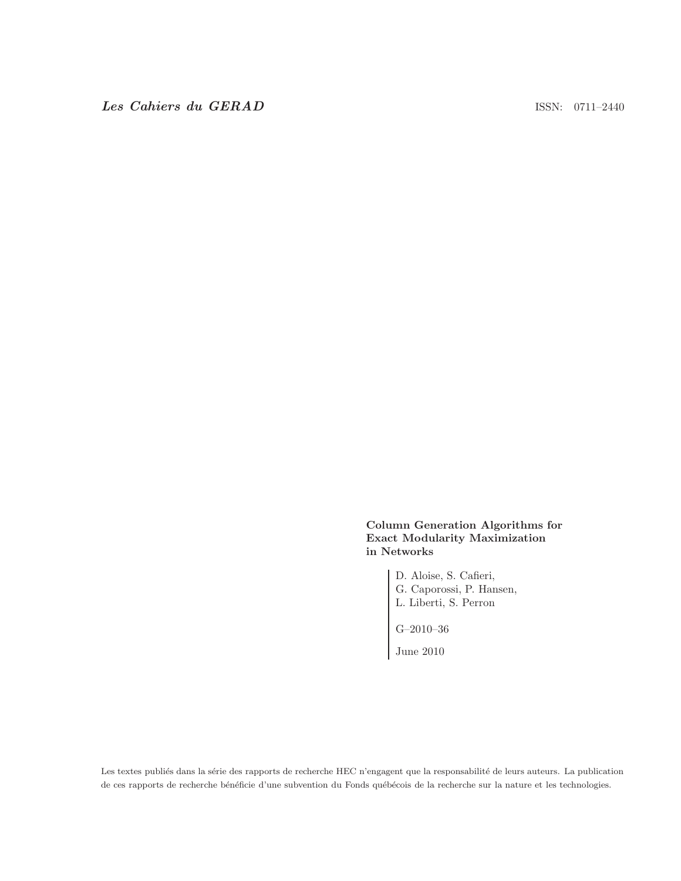*Les Cahiers du GERAD* ISSN: 0711–2440

**Column Generation Algorithms for Exact Modularity Maximization in Networks**

D. Aloise, S. Cafieri,
G. Caporossi, P. Hansen,
L. Liberti, S. Perron

G–2010–36

June 2010

Les textes publiés dans la série des rapports de recherche HEC n'engagent que la responsabilité de leurs auteurs. La publication de ces rapports de recherche bénéficie d'une subvention du Fonds québécois de la recherche sur la nature et les technologies.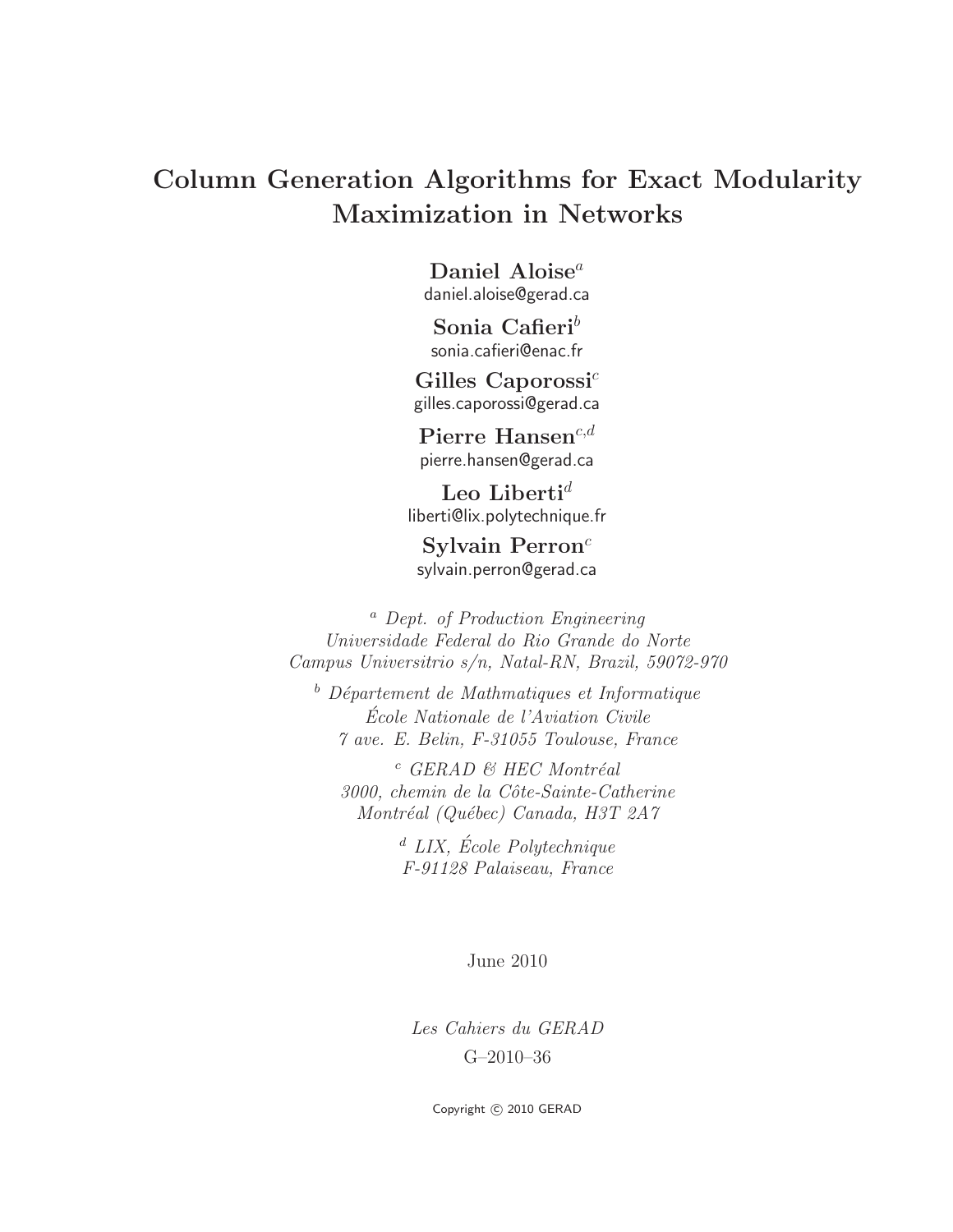# Column Generation Algorithms for Exact Modularity Maximization in Networks

**Daniel Aloise**[a]
daniel.aloise@gerad.ca

**Sonia Cafieri**[b]
sonia.cafieri@enac.fr

**Gilles Caporossi**[c]
gilles.caporossi@gerad.ca

**Pierre Hansen**[c,d]
pierre.hansen@gerad.ca

**Leo Liberti**[d]
liberti@lix.polytechnique.fr

**Sylvain Perron**[c]
sylvain.perron@gerad.ca

[a] *Dept. of Production Engineering*
*Universidade Federal do Rio Grande do Norte*
*Campus Universitrio s/n, Natal-RN, Brazil, 59072-970*

[b] *Département de Mathmatiques et Informatique*
*École Nationale de l'Aviation Civile*
*7 ave. E. Belin, F-31055 Toulouse, France*

[c] *GERAD & HEC Montréal*
*3000, chemin de la Côte-Sainte-Catherine*
*Montréal (Québec) Canada, H3T 2A7*

[d] *LIX, École Polytechnique*
*F-91128 Palaiseau, France*

June 2010

*Les Cahiers du GERAD*

G–2010–36

Copyright © 2010 GERAD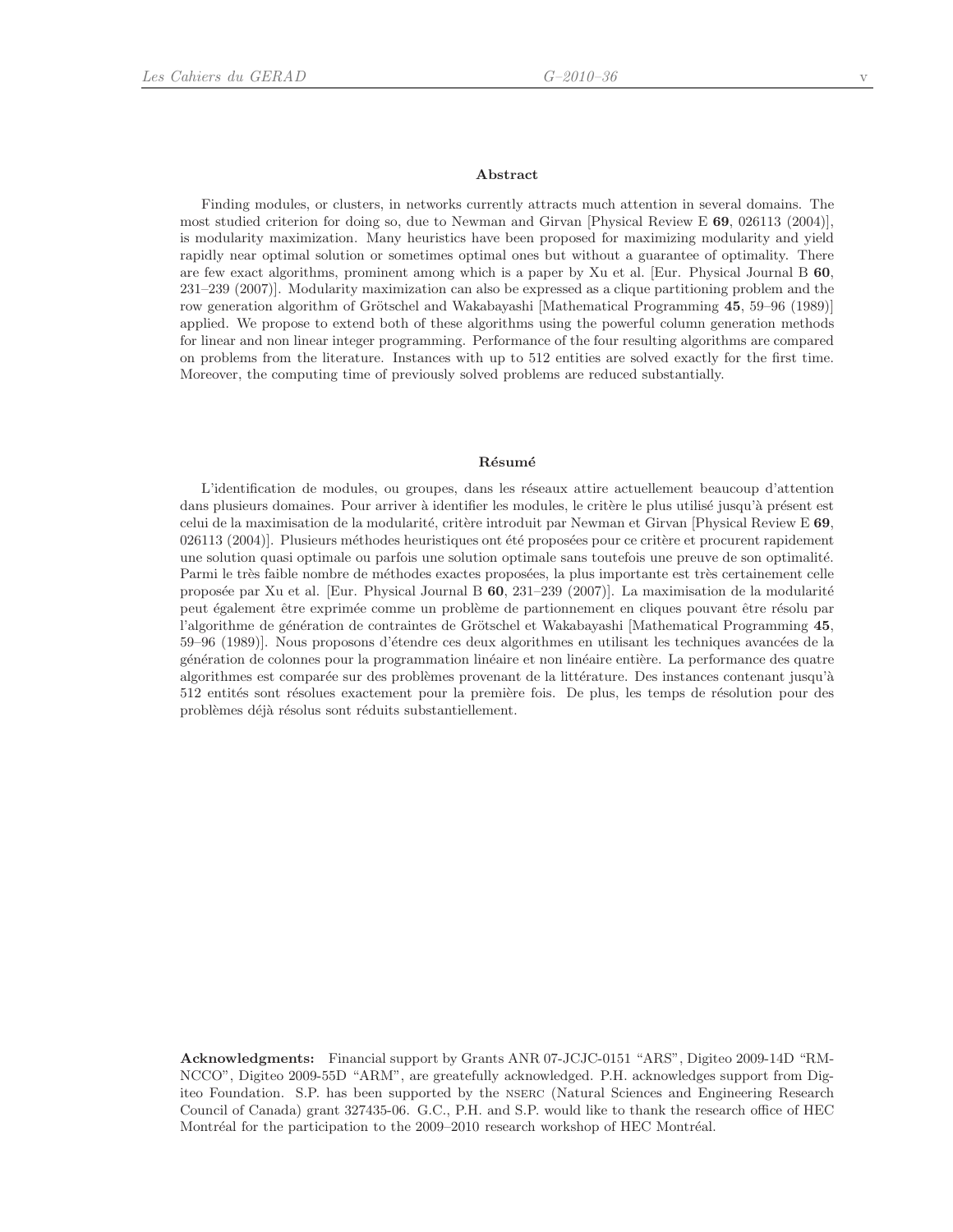## Abstract

Finding modules, or clusters, in networks currently attracts much attention in several domains. The most studied criterion for doing so, due to Newman and Girvan [Physical Review E **69**, 026113 (2004)], is modularity maximization. Many heuristics have been proposed for maximizing modularity and yield rapidly near optimal solution or sometimes optimal ones but without a guarantee of optimality. There are few exact algorithms, prominent among which is a paper by Xu et al. [Eur. Physical Journal B **60**, 231–239 (2007)]. Modularity maximization can also be expressed as a clique partitioning problem and the row generation algorithm of Grötschel and Wakabayashi [Mathematical Programming **45**, 59–96 (1989)] applied. We propose to extend both of these algorithms using the powerful column generation methods for linear and non linear integer programming. Performance of the four resulting algorithms are compared on problems from the literature. Instances with up to 512 entities are solved exactly for the first time. Moreover, the computing time of previously solved problems are reduced substantially.

## Résumé

L'identification de modules, ou groupes, dans les réseaux attire actuellement beaucoup d'attention dans plusieurs domaines. Pour arriver à identifier les modules, le critère le plus utilisé jusqu'à présent est celui de la maximisation de la modularité, critère introduit par Newman et Girvan [Physical Review E **69**, 026113 (2004)]. Plusieurs méthodes heuristiques ont été proposées pour ce critère et procurent rapidement une solution quasi optimale ou parfois une solution optimale sans toutefois une preuve de son optimalité. Parmi le très faible nombre de méthodes exactes proposées, la plus importante est très certainement celle proposée par Xu et al. [Eur. Physical Journal B **60**, 231–239 (2007)]. La maximisation de la modularité peut également être exprimée comme un problème de partionnement en cliques pouvant être résolu par l'algorithme de génération de contraintes de Grötschel et Wakabayashi [Mathematical Programming **45**, 59–96 (1989)]. Nous proposons d'étendre ces deux algorithmes en utilisant les techniques avancées de la génération de colonnes pour la programmation linéaire et non linéaire entière. La performance des quatre algorithmes est comparée sur des problèmes provenant de la littérature. Des instances contenant jusqu'à 512 entités sont résolues exactement pour la première fois. De plus, les temps de résolution pour des problèmes déjà résolus sont réduits substantiellement.

**Acknowledgments:** Financial support by Grants ANR 07-JCJC-0151 "ARS", Digiteo 2009-14D "RM-NCCO", Digiteo 2009-55D "ARM", are greatefully acknowledged. P.H. acknowledges support from Digiteo Foundation. S.P. has been supported by the NSERC (Natural Sciences and Engineering Research Council of Canada) grant 327435-06. G.C., P.H. and S.P. would like to thank the research office of HEC Montréal for the participation to the 2009–2010 research workshop of HEC Montréal.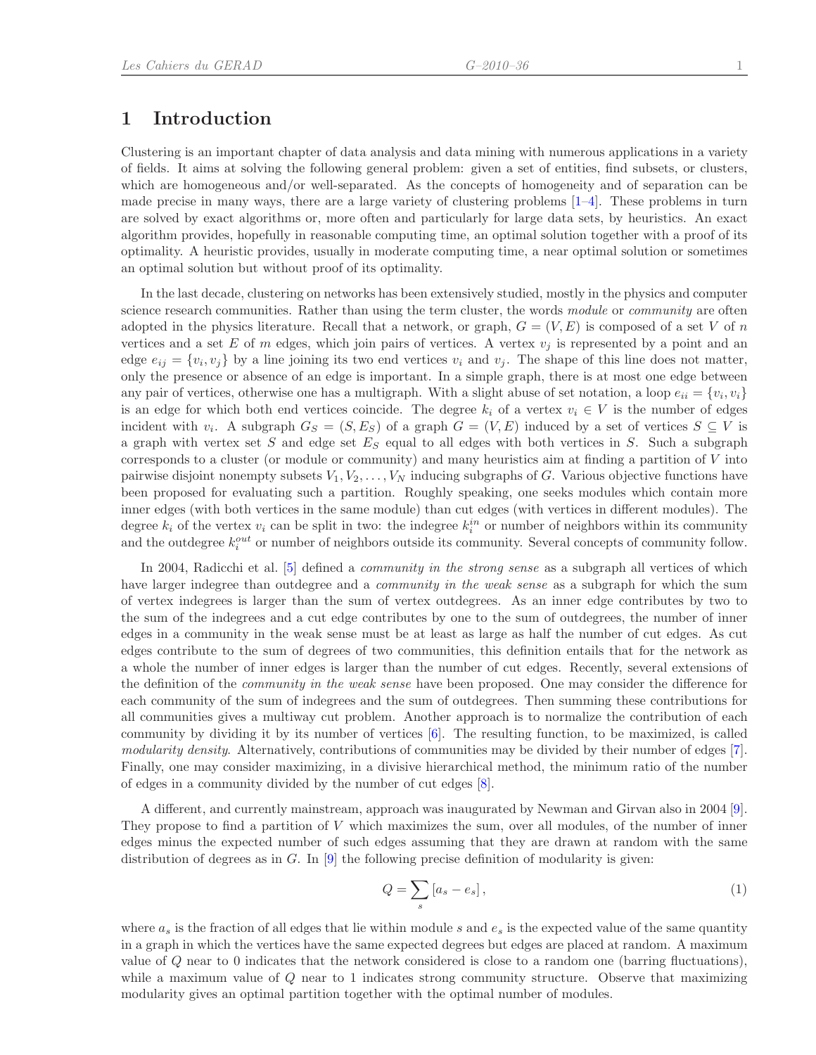# 1 Introduction

Clustering is an important chapter of data analysis and data mining with numerous applications in a variety of fields. It aims at solving the following general problem: given a set of entities, find subsets, or clusters, which are homogeneous and/or well-separated. As the concepts of homogeneity and of separation can be made precise in many ways, there are a large variety of clustering problems [1–4]. These problems in turn are solved by exact algorithms or, more often and particularly for large data sets, by heuristics. An exact algorithm provides, hopefully in reasonable computing time, an optimal solution together with a proof of its optimality. A heuristic provides, usually in moderate computing time, a near optimal solution or sometimes an optimal solution but without proof of its optimality.

In the last decade, clustering on networks has been extensively studied, mostly in the physics and computer science research communities. Rather than using the term cluster, the words *module* or *community* are often adopted in the physics literature. Recall that a network, or graph, $G = (V, E)$ is composed of a set $V$ of $n$ vertices and a set $E$ of $m$ edges, which join pairs of vertices. A vertex $v_j$ is represented by a point and an edge $e_{ij} = \{v_i, v_j\}$ by a line joining its two end vertices $v_i$ and $v_j$. The shape of this line does not matter, only the presence or absence of an edge is important. In a simple graph, there is at most one edge between any pair of vertices, otherwise one has a multigraph. With a slight abuse of set notation, a loop $e_{ii} = \{v_i, v_i\}$ is an edge for which both end vertices coincide. The degree $k_i$ of a vertex $v_i \in V$ is the number of edges incident with $v_i$. A subgraph $G_S = (S, E_S)$ of a graph $G = (V, E)$ induced by a set of vertices $S \subseteq V$ is a graph with vertex set $S$ and edge set $E_S$ equal to all edges with both vertices in $S$. Such a subgraph corresponds to a cluster (or module or community) and many heuristics aim at finding a partition of $V$ into pairwise disjoint nonempty subsets $V_1, V_2, \ldots, V_N$ inducing subgraphs of $G$. Various objective functions have been proposed for evaluating such a partition. Roughly speaking, one seeks modules which contain more inner edges (with both vertices in the same module) than cut edges (with vertices in different modules). The degree $k_i$ of the vertex $v_i$ can be split in two: the indegree $k_i^{in}$ or number of neighbors within its community and the outdegree $k_i^{out}$ or number of neighbors outside its community. Several concepts of community follow.

In 2004, Radicchi et al. [5] defined a *community in the strong sense* as a subgraph all vertices of which have larger indegree than outdegree and a *community in the weak sense* as a subgraph for which the sum of vertex indegrees is larger than the sum of vertex outdegrees. As an inner edge contributes by two to the sum of the indegrees and a cut edge contributes by one to the sum of outdegrees, the number of inner edges in a community in the weak sense must be at least as large as half the number of cut edges. As cut edges contribute to the sum of degrees of two communities, this definition entails that for the network as a whole the number of inner edges is larger than the number of cut edges. Recently, several extensions of the definition of the *community in the weak sense* have been proposed. One may consider the difference for each community of the sum of indegrees and the sum of outdegrees. Then summing these contributions for all communities gives a multiway cut problem. Another approach is to normalize the contribution of each community by dividing it by its number of vertices [6]. The resulting function, to be maximized, is called *modularity density*. Alternatively, contributions of communities may be divided by their number of edges [7]. Finally, one may consider maximizing, in a divisive hierarchical method, the minimum ratio of the number of edges in a community divided by the number of cut edges [8].

A different, and currently mainstream, approach was inaugurated by Newman and Girvan also in 2004 [9]. They propose to find a partition of $V$ which maximizes the sum, over all modules, of the number of inner edges minus the expected number of such edges assuming that they are drawn at random with the same distribution of degrees as in $G$. In [9] the following precise definition of modularity is given:

$$Q = \sum_s [a_s - e_s], \tag{1}$$

where $a_s$ is the fraction of all edges that lie within module $s$ and $e_s$ is the expected value of the same quantity in a graph in which the vertices have the same expected degrees but edges are placed at random. A maximum value of $Q$ near to 0 indicates that the network considered is close to a random one (barring fluctuations), while a maximum value of $Q$ near to 1 indicates strong community structure. Observe that maximizing modularity gives an optimal partition together with the optimal number of modules.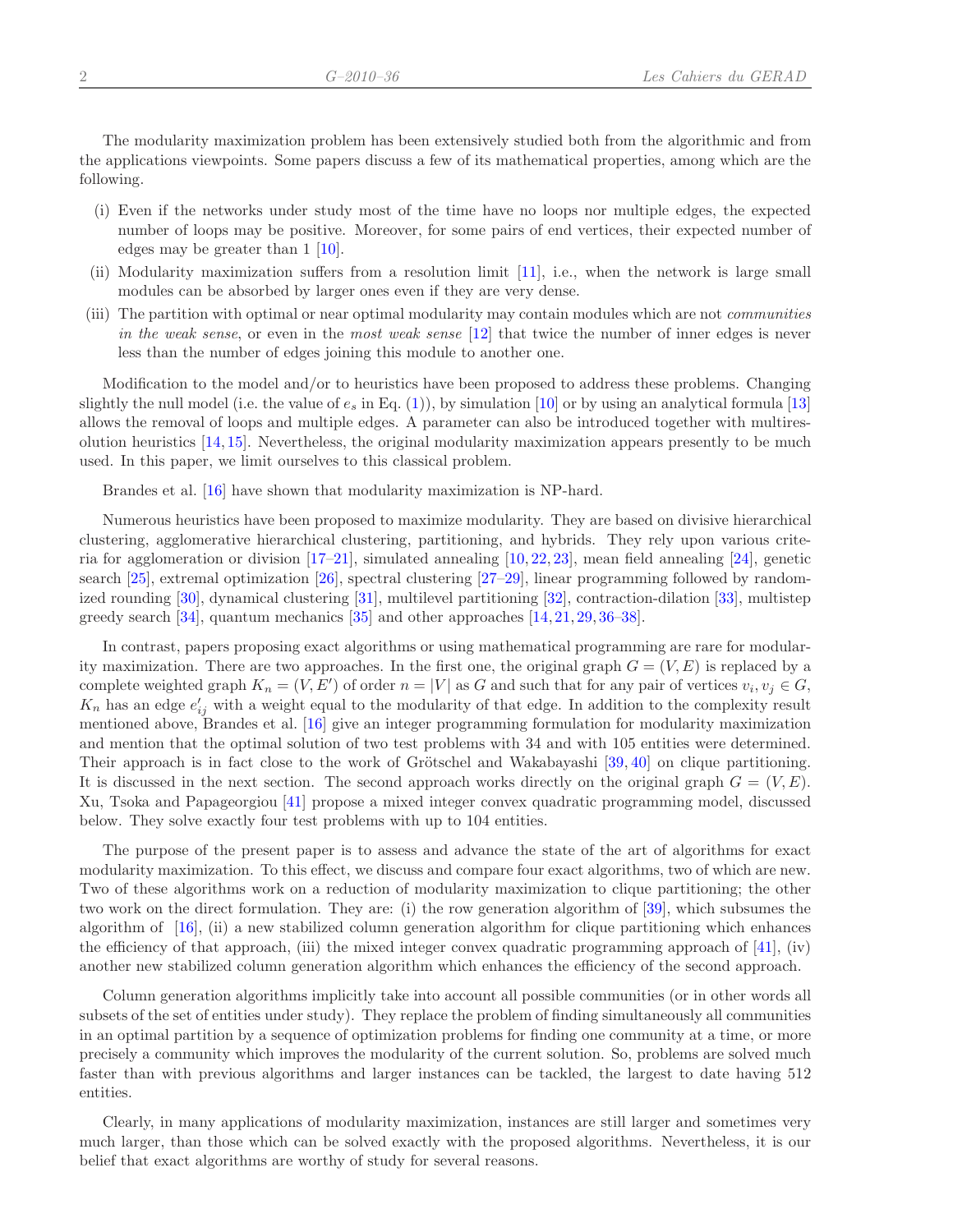The modularity maximization problem has been extensively studied both from the algorithmic and from the applications viewpoints. Some papers discuss a few of its mathematical properties, among which are the following.

(i) Even if the networks under study most of the time have no loops nor multiple edges, the expected number of loops may be positive. Moreover, for some pairs of end vertices, their expected number of edges may be greater than 1 [10].

(ii) Modularity maximization suffers from a resolution limit [11], i.e., when the network is large small modules can be absorbed by larger ones even if they are very dense.

(iii) The partition with optimal or near optimal modularity may contain modules which are not *communities in the weak sense*, or even in the *most weak sense* [12] that twice the number of inner edges is never less than the number of edges joining this module to another one.

Modification to the model and/or to heuristics have been proposed to address these problems. Changing slightly the null model (i.e. the value of $e_s$ in Eq. (1)), by simulation [10] or by using an analytical formula [13] allows the removal of loops and multiple edges. A parameter can also be introduced together with multiresolution heuristics [14, 15]. Nevertheless, the original modularity maximization appears presently to be much used. In this paper, we limit ourselves to this classical problem.

Brandes et al. [16] have shown that modularity maximization is NP-hard.

Numerous heuristics have been proposed to maximize modularity. They are based on divisive hierarchical clustering, agglomerative hierarchical clustering, partitioning, and hybrids. They rely upon various criteria for agglomeration or division [17–21], simulated annealing [10, 22, 23], mean field annealing [24], genetic search [25], extremal optimization [26], spectral clustering [27–29], linear programming followed by randomized rounding [30], dynamical clustering [31], multilevel partitioning [32], contraction-dilation [33], multistep greedy search [34], quantum mechanics [35] and other approaches [14, 21, 29, 36–38].

In contrast, papers proposing exact algorithms or using mathematical programming are rare for modularity maximization. There are two approaches. In the first one, the original graph $G = (V, E)$ is replaced by a complete weighted graph $K_n = (V, E')$ of order $n = |V|$ as $G$ and such that for any pair of vertices $v_i, v_j \in G$, $K_n$ has an edge $e'_{ij}$ with a weight equal to the modularity of that edge. In addition to the complexity result mentioned above, Brandes et al. [16] give an integer programming formulation for modularity maximization and mention that the optimal solution of two test problems with 34 and with 105 entities were determined. Their approach is in fact close to the work of Grötschel and Wakabayashi [39, 40] on clique partitioning. It is discussed in the next section. The second approach works directly on the original graph $G = (V, E)$. Xu, Tsoka and Papageorgiou [41] propose a mixed integer convex quadratic programming model, discussed below. They solve exactly four test problems with up to 104 entities.

The purpose of the present paper is to assess and advance the state of the art of algorithms for exact modularity maximization. To this effect, we discuss and compare four exact algorithms, two of which are new. Two of these algorithms work on a reduction of modularity maximization to clique partitioning; the other two work on the direct formulation. They are: (i) the row generation algorithm of [39], which subsumes the algorithm of [16], (ii) a new stabilized column generation algorithm for clique partitioning which enhances the efficiency of that approach, (iii) the mixed integer convex quadratic programming approach of [41], (iv) another new stabilized column generation algorithm which enhances the efficiency of the second approach.

Column generation algorithms implicitly take into account all possible communities (or in other words all subsets of the set of entities under study). They replace the problem of finding simultaneously all communities in an optimal partition by a sequence of optimization problems for finding one community at a time, or more precisely a community which improves the modularity of the current solution. So, problems are solved much faster than with previous algorithms and larger instances can be tackled, the largest to date having 512 entities.

Clearly, in many applications of modularity maximization, instances are still larger and sometimes very much larger, than those which can be solved exactly with the proposed algorithms. Nevertheless, it is our belief that exact algorithms are worthy of study for several reasons.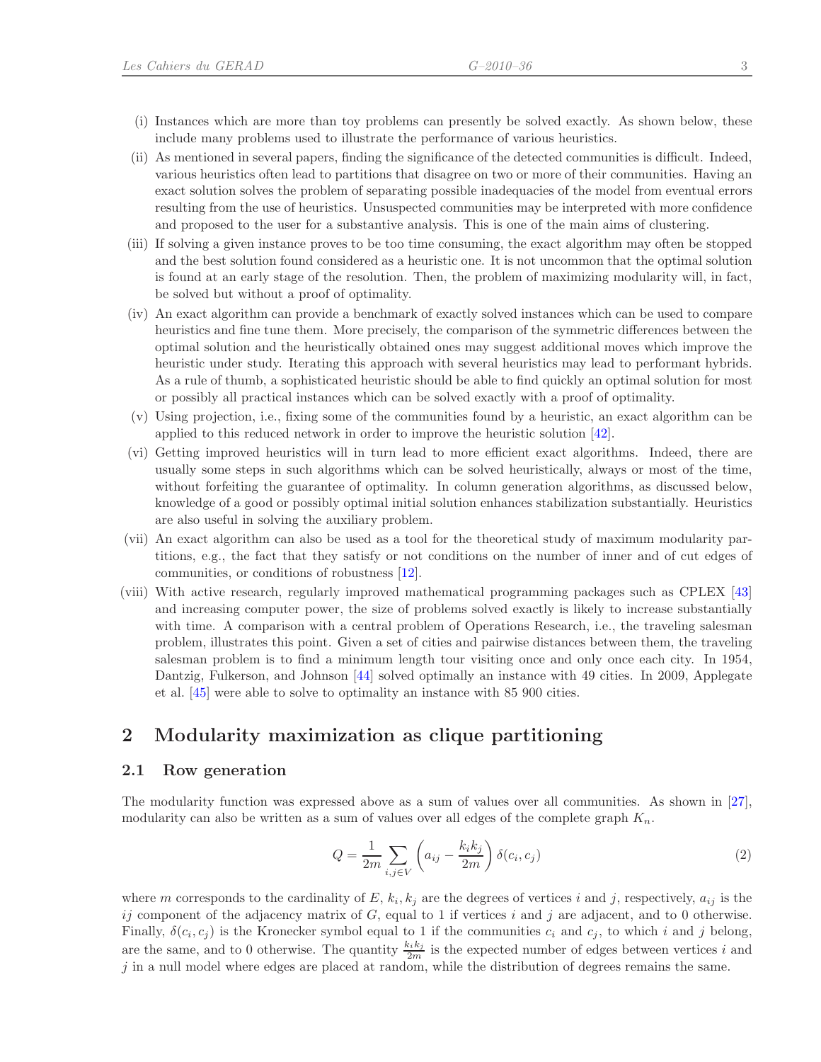(i) Instances which are more than toy problems can presently be solved exactly. As shown below, these include many problems used to illustrate the performance of various heuristics.

(ii) As mentioned in several papers, finding the significance of the detected communities is difficult. Indeed, various heuristics often lead to partitions that disagree on two or more of their communities. Having an exact solution solves the problem of separating possible inadequacies of the model from eventual errors resulting from the use of heuristics. Unsuspected communities may be interpreted with more confidence and proposed to the user for a substantive analysis. This is one of the main aims of clustering.

(iii) If solving a given instance proves to be too time consuming, the exact algorithm may often be stopped and the best solution found considered as a heuristic one. It is not uncommon that the optimal solution is found at an early stage of the resolution. Then, the problem of maximizing modularity will, in fact, be solved but without a proof of optimality.

(iv) An exact algorithm can provide a benchmark of exactly solved instances which can be used to compare heuristics and fine tune them. More precisely, the comparison of the symmetric differences between the optimal solution and the heuristically obtained ones may suggest additional moves which improve the heuristic under study. Iterating this approach with several heuristics may lead to performant hybrids. As a rule of thumb, a sophisticated heuristic should be able to find quickly an optimal solution for most or possibly all practical instances which can be solved exactly with a proof of optimality.

(v) Using projection, i.e., fixing some of the communities found by a heuristic, an exact algorithm can be applied to this reduced network in order to improve the heuristic solution [42].

(vi) Getting improved heuristics will in turn lead to more efficient exact algorithms. Indeed, there are usually some steps in such algorithms which can be solved heuristically, always or most of the time, without forfeiting the guarantee of optimality. In column generation algorithms, as discussed below, knowledge of a good or possibly optimal initial solution enhances stabilization substantially. Heuristics are also useful in solving the auxiliary problem.

(vii) An exact algorithm can also be used as a tool for the theoretical study of maximum modularity partitions, e.g., the fact that they satisfy or not conditions on the number of inner and of cut edges of communities, or conditions of robustness [12].

(viii) With active research, regularly improved mathematical programming packages such as CPLEX [43] and increasing computer power, the size of problems solved exactly is likely to increase substantially with time. A comparison with a central problem of Operations Research, i.e., the traveling salesman problem, illustrates this point. Given a set of cities and pairwise distances between them, the traveling salesman problem is to find a minimum length tour visiting once and only once each city. In 1954, Dantzig, Fulkerson, and Johnson [44] solved optimally an instance with 49 cities. In 2009, Applegate et al. [45] were able to solve to optimality an instance with 85 900 cities.

# 2 Modularity maximization as clique partitioning

## 2.1 Row generation

The modularity function was expressed above as a sum of values over all communities. As shown in [27], modularity can also be written as a sum of values over all edges of the complete graph $K_n$.

$$Q = \frac{1}{2m} \sum_{i,j \in V} \left( a_{ij} - \frac{k_i k_j}{2m} \right) \delta(c_i, c_j) \tag{2}$$

where $m$ corresponds to the cardinality of $E$, $k_i, k_j$ are the degrees of vertices $i$ and $j$, respectively, $a_{ij}$ is the $ij$ component of the adjacency matrix of $G$, equal to 1 if vertices $i$ and $j$ are adjacent, and to 0 otherwise. Finally, $\delta(c_i, c_j)$ is the Kronecker symbol equal to 1 if the communities $c_i$ and $c_j$, to which $i$ and $j$ belong, are the same, and to 0 otherwise. The quantity $\frac{k_i k_j}{2m}$ is the expected number of edges between vertices $i$ and $j$ in a null model where edges are placed at random, while the distribution of degrees remains the same.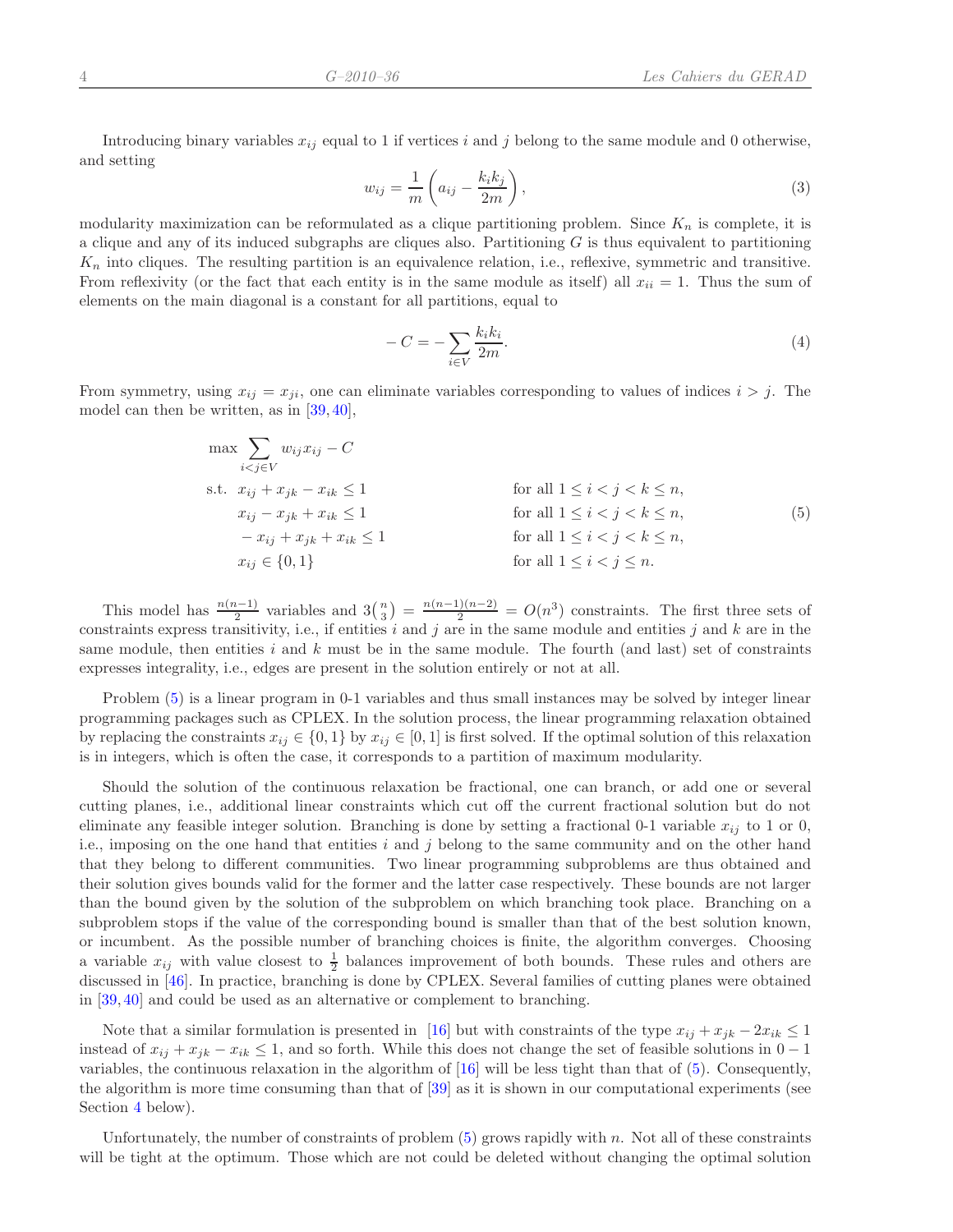Introducing binary variables $x_{ij}$ equal to 1 if vertices $i$ and $j$ belong to the same module and 0 otherwise, and setting

$$w_{ij} = \frac{1}{m}\left(a_{ij} - \frac{k_i k_j}{2m}\right), \tag{3}$$

modularity maximization can be reformulated as a clique partitioning problem. Since $K_n$ is complete, it is a clique and any of its induced subgraphs are cliques also. Partitioning $G$ is thus equivalent to partitioning $K_n$ into cliques. The resulting partition is an equivalence relation, i.e., reflexive, symmetric and transitive. From reflexivity (or the fact that each entity is in the same module as itself) all $x_{ii} = 1$. Thus the sum of elements on the main diagonal is a constant for all partitions, equal to

$$-C = -\sum_{i \in V} \frac{k_i k_i}{2m}. \tag{4}$$

From symmetry, using $x_{ij} = x_{ji}$, one can eliminate variables corresponding to values of indices $i > j$. The model can then be written, as in [39, 40],

$$\begin{aligned}
\max \ & \sum_{i<j \in V} w_{ij} x_{ij} - C \\
\text{s.t.} \ & x_{ij} + x_{jk} - x_{ik} \leq 1 && \text{for all } 1 \leq i < j < k \leq n, \\
& x_{ij} - x_{jk} + x_{ik} \leq 1 && \text{for all } 1 \leq i < j < k \leq n, \\
& -x_{ij} + x_{jk} + x_{ik} \leq 1 && \text{for all } 1 \leq i < j < k \leq n, \\
& x_{ij} \in \{0, 1\} && \text{for all } 1 \leq i < j \leq n.
\end{aligned} \tag{5}$$

This model has $\frac{n(n-1)}{2}$ variables and $3\binom{n}{3} = \frac{n(n-1)(n-2)}{2} = O(n^3)$ constraints. The first three sets of constraints express transitivity, i.e., if entities $i$ and $j$ are in the same module and entities $j$ and $k$ are in the same module, then entities $i$ and $k$ must be in the same module. The fourth (and last) set of constraints expresses integrality, i.e., edges are present in the solution entirely or not at all.

Problem (5) is a linear program in 0-1 variables and thus small instances may be solved by integer linear programming packages such as CPLEX. In the solution process, the linear programming relaxation obtained by replacing the constraints $x_{ij} \in \{0, 1\}$ by $x_{ij} \in [0, 1]$ is first solved. If the optimal solution of this relaxation is in integers, which is often the case, it corresponds to a partition of maximum modularity.

Should the solution of the continuous relaxation be fractional, one can branch, or add one or several cutting planes, i.e., additional linear constraints which cut off the current fractional solution but do not eliminate any feasible integer solution. Branching is done by setting a fractional 0-1 variable $x_{ij}$ to 1 or 0, i.e., imposing on the one hand that entities $i$ and $j$ belong to the same community and on the other hand that they belong to different communities. Two linear programming subproblems are thus obtained and their solution gives bounds valid for the former and the latter case respectively. These bounds are not larger than the bound given by the solution of the subproblem on which branching took place. Branching on a subproblem stops if the value of the corresponding bound is smaller than that of the best solution known, or incumbent. As the possible number of branching choices is finite, the algorithm converges. Choosing a variable $x_{ij}$ with value closest to $\frac{1}{2}$ balances improvement of both bounds. These rules and others are discussed in [46]. In practice, branching is done by CPLEX. Several families of cutting planes were obtained in [39, 40] and could be used as an alternative or complement to branching.

Note that a similar formulation is presented in [16] but with constraints of the type $x_{ij} + x_{jk} - 2x_{ik} \leq 1$ instead of $x_{ij} + x_{jk} - x_{ik} \leq 1$, and so forth. While this does not change the set of feasible solutions in $0-1$ variables, the continuous relaxation in the algorithm of [16] will be less tight than that of (5). Consequently, the algorithm is more time consuming than that of [39] as it is shown in our computational experiments (see Section 4 below).

Unfortunately, the number of constraints of problem (5) grows rapidly with $n$. Not all of these constraints will be tight at the optimum. Those which are not could be deleted without changing the optimal solution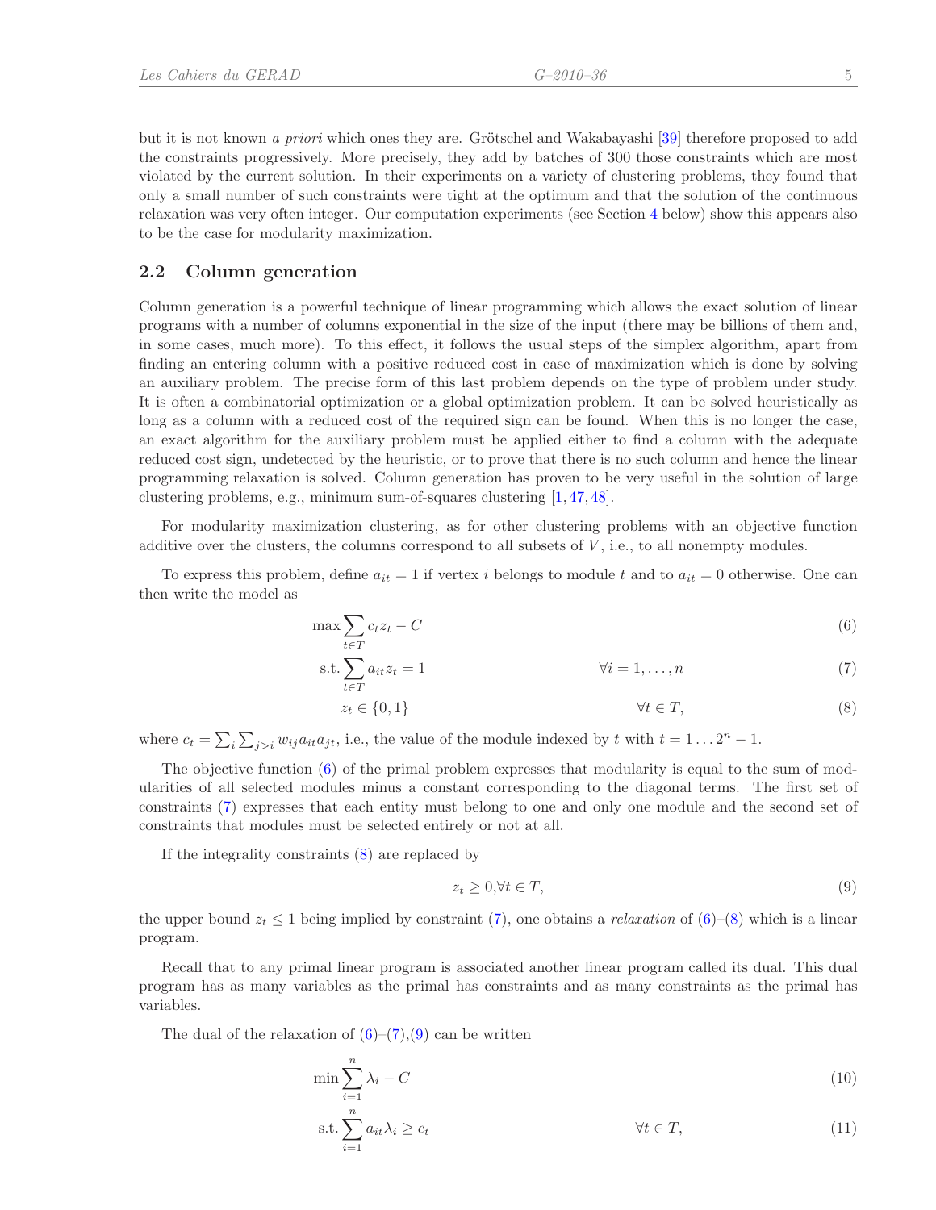but it is not known *a priori* which ones they are. Grötschel and Wakabayashi [39] therefore proposed to add the constraints progressively. More precisely, they add by batches of 300 those constraints which are most violated by the current solution. In their experiments on a variety of clustering problems, they found that only a small number of such constraints were tight at the optimum and that the solution of the continuous relaxation was very often integer. Our computation experiments (see Section 4 below) show this appears also to be the case for modularity maximization.

## 2.2 Column generation

Column generation is a powerful technique of linear programming which allows the exact solution of linear programs with a number of columns exponential in the size of the input (there may be billions of them and, in some cases, much more). To this effect, it follows the usual steps of the simplex algorithm, apart from finding an entering column with a positive reduced cost in case of maximization which is done by solving an auxiliary problem. The precise form of this last problem depends on the type of problem under study. It is often a combinatorial optimization or a global optimization problem. It can be solved heuristically as long as a column with a reduced cost of the required sign can be found. When this is no longer the case, an exact algorithm for the auxiliary problem must be applied either to find a column with the adequate reduced cost sign, undetected by the heuristic, or to prove that there is no such column and hence the linear programming relaxation is solved. Column generation has proven to be very useful in the solution of large clustering problems, e.g., minimum sum-of-squares clustering [1,47,48].

For modularity maximization clustering, as for other clustering problems with an objective function additive over the clusters, the columns correspond to all subsets of $V$, i.e., to all nonempty modules.

To express this problem, define $a_{it} = 1$ if vertex $i$ belongs to module $t$ and to $a_{it} = 0$ otherwise. One can then write the model as

$$\max \sum_{t \in T} c_t z_t - C \tag{6}$$

$$\text{s.t.} \sum_{t \in T} a_{it} z_t = 1 \qquad \forall i = 1, \ldots, n \tag{7}$$

$$z_t \in \{0, 1\} \qquad \forall t \in T, \tag{8}$$

where $c_t = \sum_i \sum_{j>i} w_{ij} a_{it} a_{jt}$, i.e., the value of the module indexed by $t$ with $t = 1 \ldots 2^n - 1$.

The objective function (6) of the primal problem expresses that modularity is equal to the sum of modularities of all selected modules minus a constant corresponding to the diagonal terms. The first set of constraints (7) expresses that each entity must belong to one and only one module and the second set of constraints that modules must be selected entirely or not at all.

If the integrality constraints (8) are replaced by

$$z_t \geq 0, \forall t \in T, \tag{9}$$

the upper bound $z_t \leq 1$ being implied by constraint (7), one obtains a *relaxation* of (6)–(8) which is a linear program.

Recall that to any primal linear program is associated another linear program called its dual. This dual program has as many variables as the primal has constraints and as many constraints as the primal has variables.

The dual of the relaxation of (6)–(7),(9) can be written

$$\min \sum_{i=1}^{n} \lambda_i - C \tag{10}$$

$$\text{s.t.} \sum_{i=1}^{n} a_{it} \lambda_i \geq c_t \qquad \forall t \in T, \tag{11}$$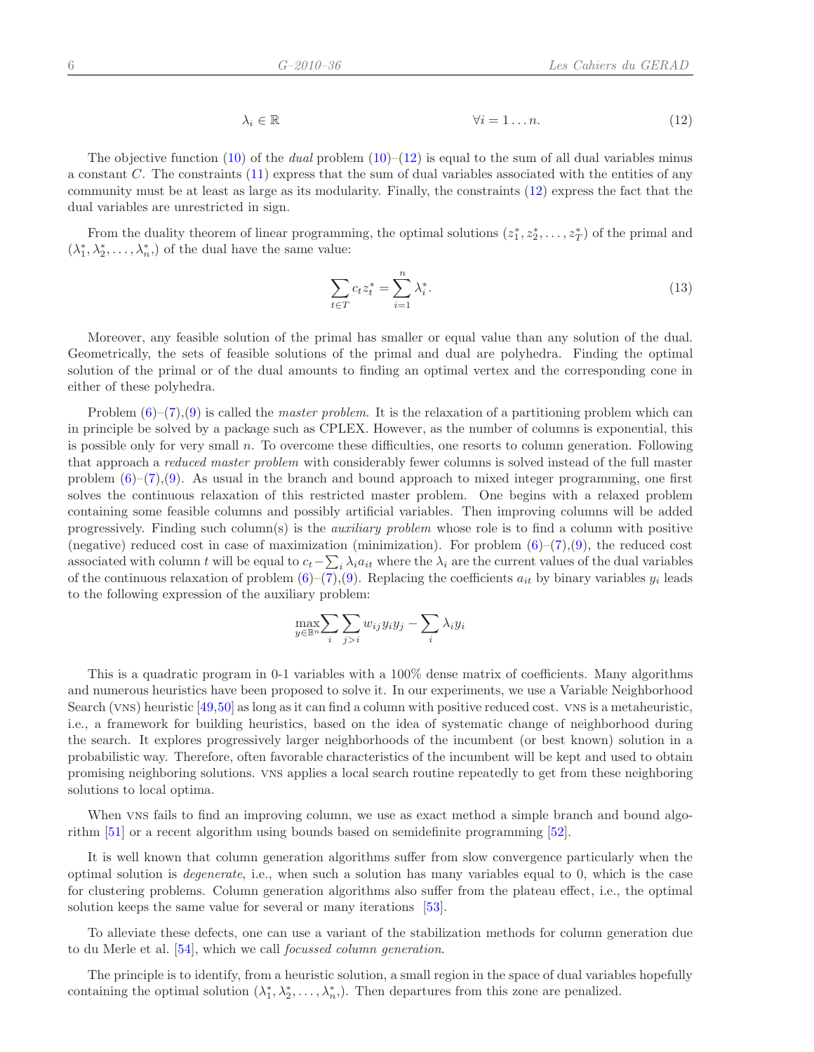$$\lambda_i \in \mathbb{R} \qquad \forall i = 1 \ldots n. \tag{12}$$

The objective function (10) of the *dual* problem (10)–(12) is equal to the sum of all dual variables minus a constant $C$. The constraints (11) express that the sum of dual variables associated with the entities of any community must be at least as large as its modularity. Finally, the constraints (12) express the fact that the dual variables are unrestricted in sign.

From the duality theorem of linear programming, the optimal solutions $(z_1^*, z_2^*, \ldots, z_T^*)$ of the primal and $(\lambda_1^*, \lambda_2^*, \ldots, \lambda_n^*,)$ of the dual have the same value:

$$\sum_{t \in T} c_t z_t^* = \sum_{i=1}^{n} \lambda_i^*. \tag{13}$$

Moreover, any feasible solution of the primal has smaller or equal value than any solution of the dual. Geometrically, the sets of feasible solutions of the primal and dual are polyhedra. Finding the optimal solution of the primal or of the dual amounts to finding an optimal vertex and the corresponding cone in either of these polyhedra.

Problem (6)–(7),(9) is called the *master problem*. It is the relaxation of a partitioning problem which can in principle be solved by a package such as CPLEX. However, as the number of columns is exponential, this is possible only for very small $n$. To overcome these difficulties, one resorts to column generation. Following that approach a *reduced master problem* with considerably fewer columns is solved instead of the full master problem (6)–(7),(9). As usual in the branch and bound approach to mixed integer programming, one first solves the continuous relaxation of this restricted master problem. One begins with a relaxed problem containing some feasible columns and possibly artificial variables. Then improving columns will be added progressively. Finding such column(s) is the *auxiliary problem* whose role is to find a column with positive (negative) reduced cost in case of maximization (minimization). For problem (6)–(7),(9), the reduced cost associated with column $t$ will be equal to $c_t - \sum_i \lambda_i a_{it}$ where the $\lambda_i$ are the current values of the dual variables of the continuous relaxation of problem (6)–(7),(9). Replacing the coefficients $a_{it}$ by binary variables $y_i$ leads to the following expression of the auxiliary problem:

$$\max_{y \in \mathbb{B}^n} \sum_i \sum_{j>i} w_{ij} y_i y_j - \sum_i \lambda_i y_i$$

This is a quadratic program in 0-1 variables with a 100% dense matrix of coefficients. Many algorithms and numerous heuristics have been proposed to solve it. In our experiments, we use a Variable Neighborhood Search (VNS) heuristic [49,50] as long as it can find a column with positive reduced cost. VNS is a metaheuristic, i.e., a framework for building heuristics, based on the idea of systematic change of neighborhood during the search. It explores progressively larger neighborhoods of the incumbent (or best known) solution in a probabilistic way. Therefore, often favorable characteristics of the incumbent will be kept and used to obtain promising neighboring solutions. VNS applies a local search routine repeatedly to get from these neighboring solutions to local optima.

When VNS fails to find an improving column, we use as exact method a simple branch and bound algorithm [51] or a recent algorithm using bounds based on semidefinite programming [52].

It is well known that column generation algorithms suffer from slow convergence particularly when the optimal solution is *degenerate*, i.e., when such a solution has many variables equal to 0, which is the case for clustering problems. Column generation algorithms also suffer from the plateau effect, i.e., the optimal solution keeps the same value for several or many iterations [53].

To alleviate these defects, one can use a variant of the stabilization methods for column generation due to du Merle et al. [54], which we call *focussed column generation*.

The principle is to identify, from a heuristic solution, a small region in the space of dual variables hopefully containing the optimal solution $(\lambda_1^*, \lambda_2^*, \ldots, \lambda_n^*,)$. Then departures from this zone are penalized.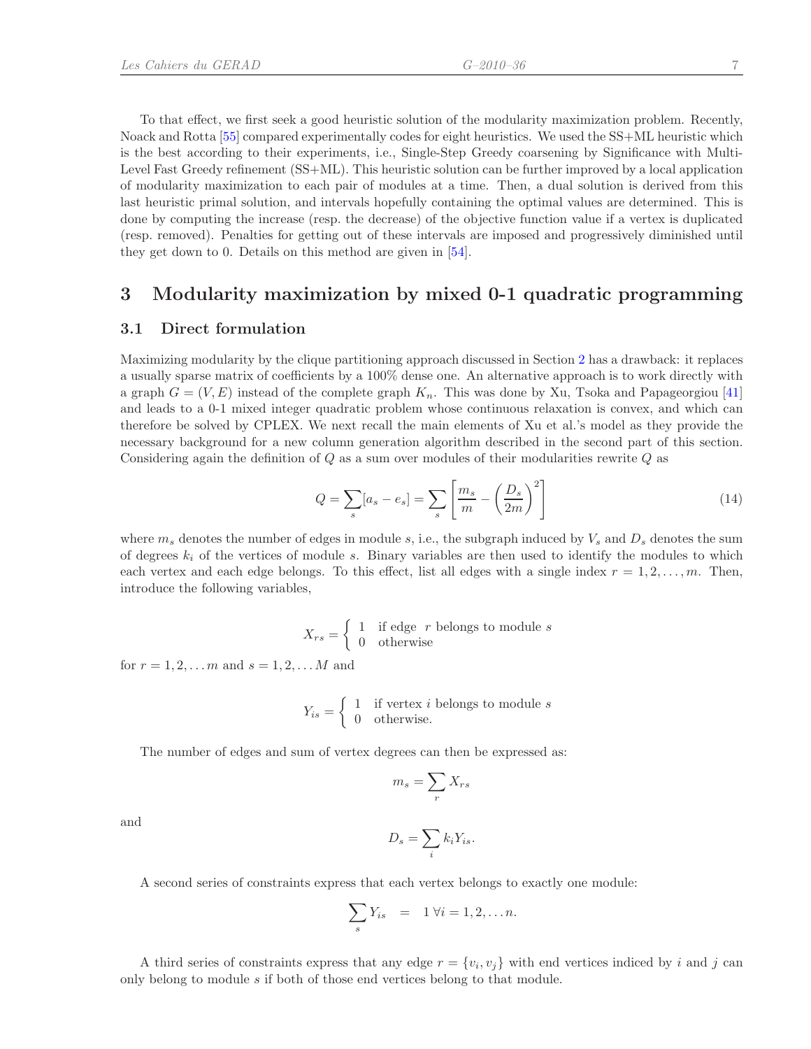To that effect, we first seek a good heuristic solution of the modularity maximization problem. Recently, Noack and Rotta [55] compared experimentally codes for eight heuristics. We used the SS+ML heuristic which is the best according to their experiments, i.e., Single-Step Greedy coarsening by Significance with Multi-Level Fast Greedy refinement (SS+ML). This heuristic solution can be further improved by a local application of modularity maximization to each pair of modules at a time. Then, a dual solution is derived from this last heuristic primal solution, and intervals hopefully containing the optimal values are determined. This is done by computing the increase (resp. the decrease) of the objective function value if a vertex is duplicated (resp. removed). Penalties for getting out of these intervals are imposed and progressively diminished until they get down to 0. Details on this method are given in [54].

## 3 Modularity maximization by mixed 0-1 quadratic programming

### 3.1 Direct formulation

Maximizing modularity by the clique partitioning approach discussed in Section 2 has a drawback: it replaces a usually sparse matrix of coefficients by a 100% dense one. An alternative approach is to work directly with a graph $G = (V, E)$ instead of the complete graph $K_n$. This was done by Xu, Tsoka and Papageorgiou [41] and leads to a 0-1 mixed integer quadratic problem whose continuous relaxation is convex, and which can therefore be solved by CPLEX. We next recall the main elements of Xu et al.'s model as they provide the necessary background for a new column generation algorithm described in the second part of this section. Considering again the definition of $Q$ as a sum over modules of their modularities rewrite $Q$ as

$$Q = \sum_s [a_s - e_s] = \sum_s \left[ \frac{m_s}{m} - \left( \frac{D_s}{2m} \right)^2 \right] \tag{14}$$

where $m_s$ denotes the number of edges in module $s$, i.e., the subgraph induced by $V_s$ and $D_s$ denotes the sum of degrees $k_i$ of the vertices of module $s$. Binary variables are then used to identify the modules to which each vertex and each edge belongs. To this effect, list all edges with a single index $r = 1, 2, \ldots, m$. Then, introduce the following variables,

$$X_{rs} = \begin{cases} 1 & \text{if edge } r \text{ belongs to module } s \\ 0 & \text{otherwise} \end{cases}$$

for $r = 1, 2, \ldots m$ and $s = 1, 2, \ldots M$ and

$$Y_{is} = \begin{cases} 1 & \text{if vertex } i \text{ belongs to module } s \\ 0 & \text{otherwise.} \end{cases}$$

The number of edges and sum of vertex degrees can then be expressed as:

$$m_s = \sum_r X_{rs}$$

and

$$D_s = \sum_i k_i Y_{is}.$$

A second series of constraints express that each vertex belongs to exactly one module:

$$\sum_s Y_{is} \quad = \quad 1 \ \forall i = 1, 2, \ldots n.$$

A third series of constraints express that any edge $r = \{v_i, v_j\}$ with end vertices indiced by $i$ and $j$ can only belong to module $s$ if both of those end vertices belong to that module.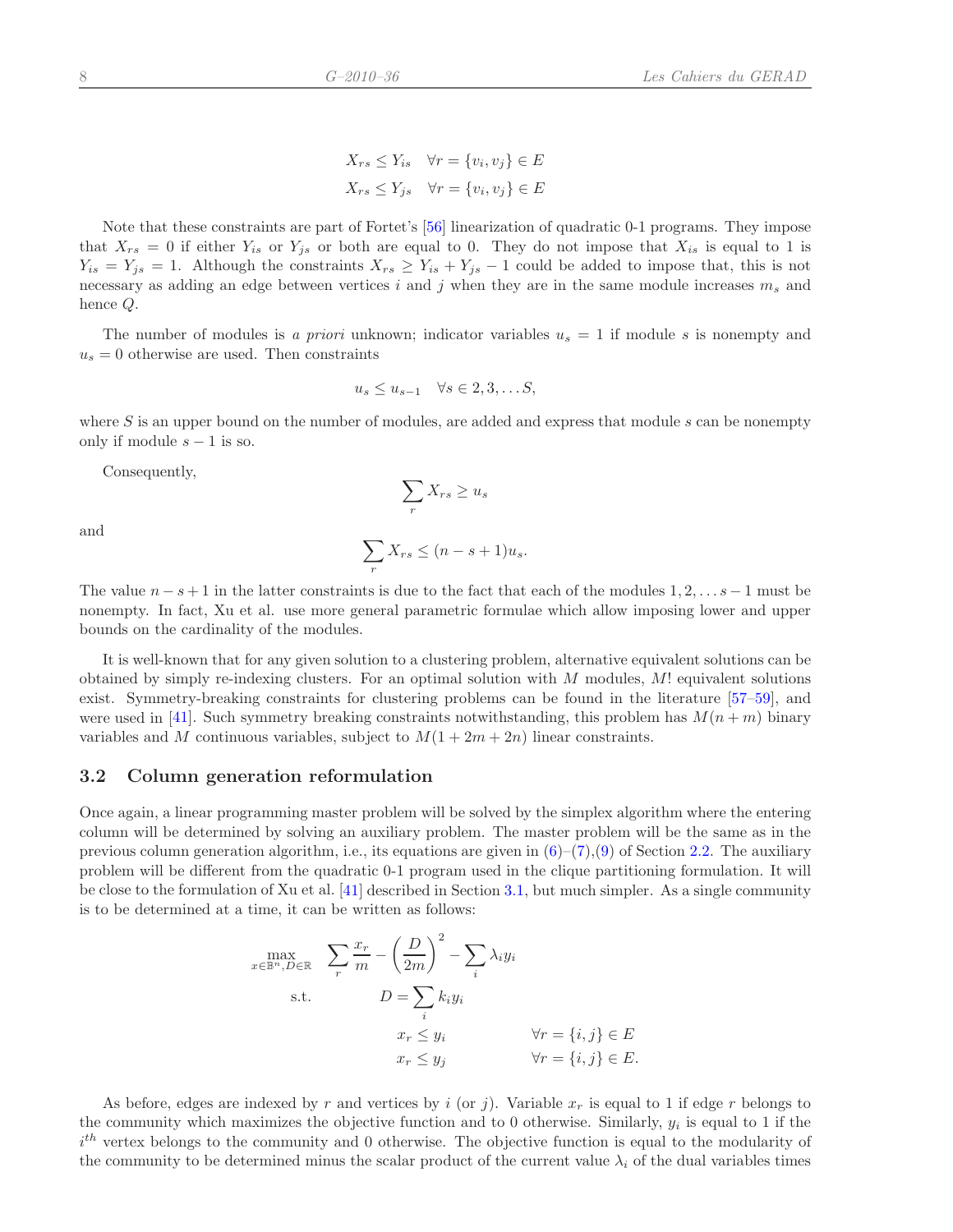$$X_{rs} \leq Y_{is} \quad \forall r = \{v_i, v_j\} \in E$$

$$X_{rs} \leq Y_{js} \quad \forall r = \{v_i, v_j\} \in E$$

Note that these constraints are part of Fortet's [56] linearization of quadratic 0-1 programs. They impose that $X_{rs} = 0$ if either $Y_{is}$ or $Y_{js}$ or both are equal to 0. They do not impose that $X_{is}$ is equal to 1 is $Y_{is} = Y_{js} = 1$. Although the constraints $X_{rs} \geq Y_{is} + Y_{js} - 1$ could be added to impose that, this is not necessary as adding an edge between vertices $i$ and $j$ when they are in the same module increases $m_s$ and hence $Q$.

The number of modules is *a priori* unknown; indicator variables $u_s = 1$ if module $s$ is nonempty and $u_s = 0$ otherwise are used. Then constraints

$$u_s \leq u_{s-1} \quad \forall s \in 2, 3, \ldots S,$$

where $S$ is an upper bound on the number of modules, are added and express that module $s$ can be nonempty only if module $s-1$ is so.

Consequently,

$$\sum_r X_{rs} \geq u_s$$

and

$$\sum_r X_{rs} \leq (n - s + 1)u_s.$$

The value $n - s + 1$ in the latter constraints is due to the fact that each of the modules $1, 2, \ldots s-1$ must be nonempty. In fact, Xu et al. use more general parametric formulae which allow imposing lower and upper bounds on the cardinality of the modules.

It is well-known that for any given solution to a clustering problem, alternative equivalent solutions can be obtained by simply re-indexing clusters. For an optimal solution with $M$ modules, $M!$ equivalent solutions exist. Symmetry-breaking constraints for clustering problems can be found in the literature [57–59], and were used in [41]. Such symmetry breaking constraints notwithstanding, this problem has $M(n + m)$ binary variables and $M$ continuous variables, subject to $M(1 + 2m + 2n)$ linear constraints.

## 3.2 Column generation reformulation

Once again, a linear programming master problem will be solved by the simplex algorithm where the entering column will be determined by solving an auxiliary problem. The master problem will be the same as in the previous column generation algorithm, i.e., its equations are given in (6)–(7),(9) of Section 2.2. The auxiliary problem will be different from the quadratic 0-1 program used in the clique partitioning formulation. It will be close to the formulation of Xu et al. [41] described in Section 3.1, but much simpler. As a single community is to be determined at a time, it can be written as follows:

$$\begin{aligned}
\max_{x \in \mathbb{B}^n, D \in \mathbb{R}} \quad & \sum_r \frac{x_r}{m} - \left(\frac{D}{2m}\right)^2 - \sum_i \lambda_i y_i \\
\text{s.t.} \quad & D = \sum_i k_i y_i \\
& x_r \leq y_i \qquad \forall r = \{i, j\} \in E \\
& x_r \leq y_j \qquad \forall r = \{i, j\} \in E.
\end{aligned}$$

As before, edges are indexed by $r$ and vertices by $i$ (or $j$). Variable $x_r$ is equal to 1 if edge $r$ belongs to the community which maximizes the objective function and to 0 otherwise. Similarly, $y_i$ is equal to 1 if the $i^{th}$ vertex belongs to the community and 0 otherwise. The objective function is equal to the modularity of the community to be determined minus the scalar product of the current value $\lambda_i$ of the dual variables times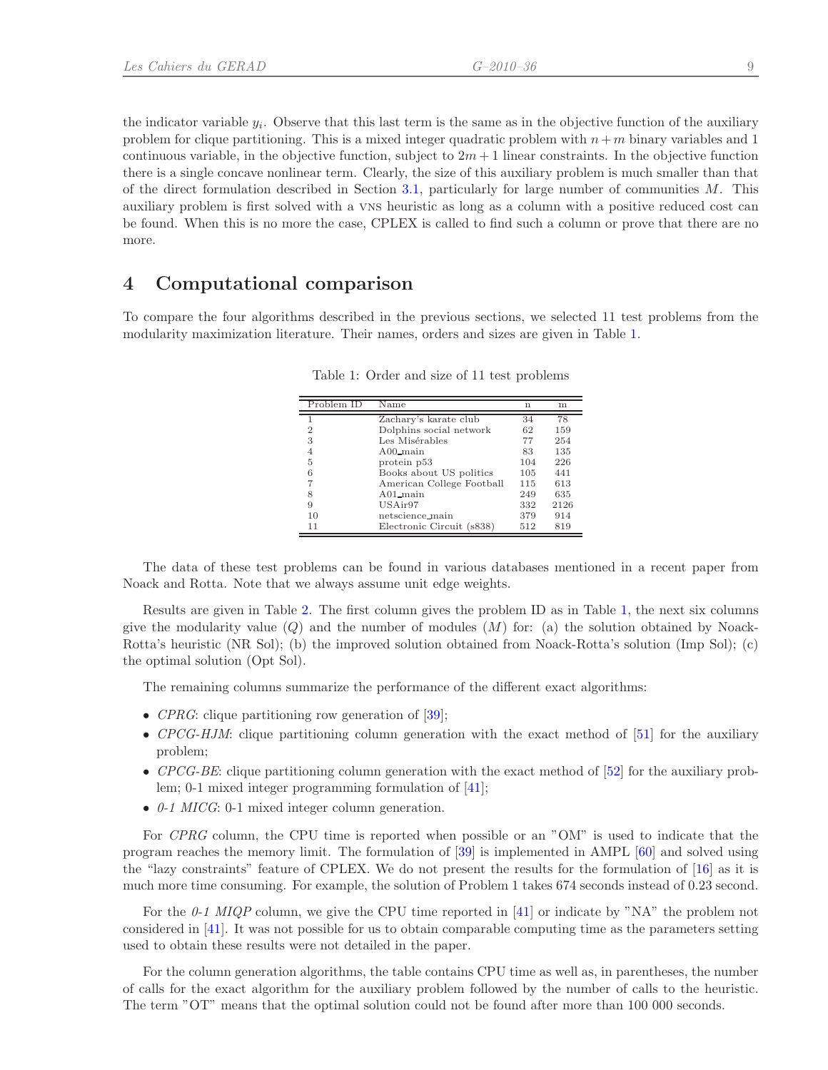the indicator variable $y_i$. Observe that this last term is the same as in the objective function of the auxiliary problem for clique partitioning. This is a mixed integer quadratic problem with $n+m$ binary variables and 1 continuous variable, in the objective function, subject to $2m+1$ linear constraints. In the objective function there is a single concave nonlinear term. Clearly, the size of this auxiliary problem is much smaller than that of the direct formulation described in Section 3.1, particularly for large number of communities $M$. This auxiliary problem is first solved with a VNS heuristic as long as a column with a positive reduced cost can be found. When this is no more the case, CPLEX is called to find such a column or prove that there are no more.

## 4 Computational comparison

To compare the four algorithms described in the previous sections, we selected 11 test problems from the modularity maximization literature. Their names, orders and sizes are given in Table 1.

Table 1: Order and size of 11 test problems

| Problem ID | Name | n | m |
|---|---|---|---|
| 1 | Zachary's karate club | 34 | 78 |
| 2 | Dolphins social network | 62 | 159 |
| 3 | Les Misérables | 77 | 254 |
| 4 | A00_main | 83 | 135 |
| 5 | protein p53 | 104 | 226 |
| 6 | Books about US politics | 105 | 441 |
| 7 | American College Football | 115 | 613 |
| 8 | A01_main | 249 | 635 |
| 9 | USAir97 | 332 | 2126 |
| 10 | netscience_main | 379 | 914 |
| 11 | Electronic Circuit (s838) | 512 | 819 |

The data of these test problems can be found in various databases mentioned in a recent paper from Noack and Rotta. Note that we always assume unit edge weights.

Results are given in Table 2. The first column gives the problem ID as in Table 1, the next six columns give the modularity value ($Q$) and the number of modules ($M$) for: (a) the solution obtained by Noack-Rotta's heuristic (NR Sol); (b) the improved solution obtained from Noack-Rotta's solution (Imp Sol); (c) the optimal solution (Opt Sol).

The remaining columns summarize the performance of the different exact algorithms:

- *CPRG*: clique partitioning row generation of [39];
- *CPCG-HJM*: clique partitioning column generation with the exact method of [51] for the auxiliary problem;
- *CPCG-BE*: clique partitioning column generation with the exact method of [52] for the auxiliary problem; 0-1 mixed integer programming formulation of [41];
- *0-1 MICG*: 0-1 mixed integer column generation.

For *CPRG* column, the CPU time is reported when possible or an "OM" is used to indicate that the program reaches the memory limit. The formulation of [39] is implemented in AMPL [60] and solved using the "lazy constraints" feature of CPLEX. We do not present the results for the formulation of [16] as it is much more time consuming. For example, the solution of Problem 1 takes 674 seconds instead of 0.23 second.

For the *0-1 MIQP* column, we give the CPU time reported in [41] or indicate by "NA" the problem not considered in [41]. It was not possible for us to obtain comparable computing time as the parameters setting used to obtain these results were not detailed in the paper.

For the column generation algorithms, the table contains CPU time as well as, in parentheses, the number of calls for the exact algorithm for the auxiliary problem followed by the number of calls to the heuristic. The term "OT" means that the optimal solution could not be found after more than 100 000 seconds.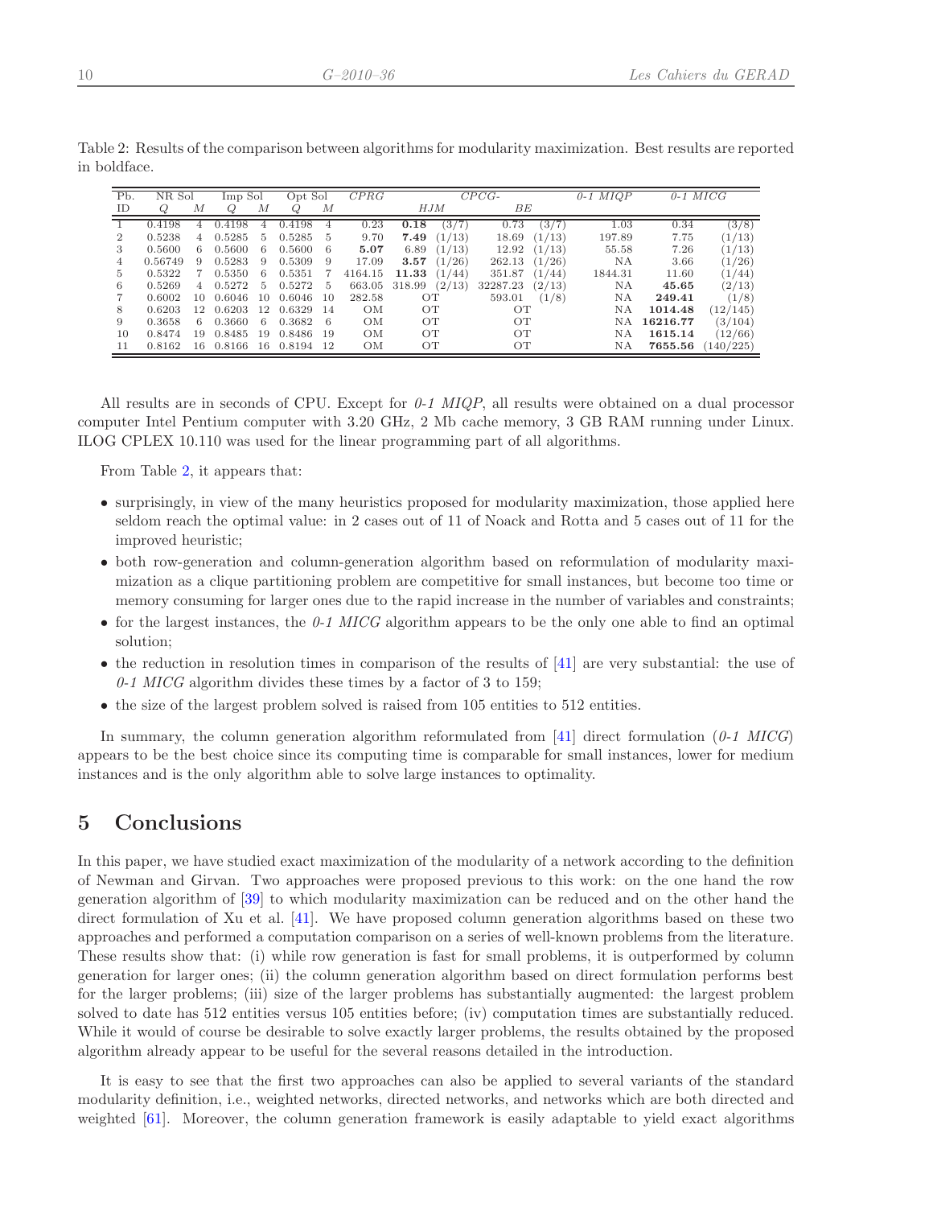Table 2: Results of the comparison between algorithms for modularity maximization. Best results are reported in boldface.

| Pb. | NR Sol | | Imp Sol | | Opt Sol | | *CPRG* | *CPCG-* | | | | *0-1 MIQP* | *0-1 MICG* | |
|---|---|---|---|---|---|---|---|---|---|---|---|---|---|---|
| ID | *Q* | *M* | *Q* | *M* | *Q* | *M* | | *HJM* | | *BE* | | | | |
| 1 | 0.4198 | 4 | 0.4198 | 4 | 0.4198 | 4 | 0.23 | **0.18** | (3/7) | 0.73 | (3/7) | 1.03 | 0.34 | (3/8) |
| 2 | 0.5238 | 4 | 0.5285 | 5 | 0.5285 | 5 | 9.70 | **7.49** | (1/13) | 18.69 | (1/13) | 197.89 | 7.75 | (1/13) |
| 3 | 0.5600 | 6 | 0.5600 | 6 | 0.5600 | 6 | **5.07** | 6.89 | (1/13) | 12.92 | (1/13) | 55.58 | 7.26 | (1/13) |
| 4 | 0.56749 | 9 | 0.5283 | 9 | 0.5309 | 9 | 17.09 | **3.57** | (1/26) | 262.13 | (1/26) | NA | 3.66 | (1/26) |
| 5 | 0.5322 | 7 | 0.5350 | 6 | 0.5351 | 7 | 4164.15 | **11.33** | (1/44) | 351.87 | (1/44) | 1844.31 | 11.60 | (1/44) |
| 6 | 0.5269 | 4 | 0.5272 | 5 | 0.5272 | 5 | 663.05 | 318.99 | (2/13) | 32287.23 | (2/13) | NA | **45.65** | (2/13) |
| 7 | 0.6002 | 10 | 0.6046 | 10 | 0.6046 | 10 | 282.58 | OT | | 593.01 | (1/8) | NA | **249.41** | (1/8) |
| 8 | 0.6203 | 12 | 0.6203 | 12 | 0.6329 | 14 | OM | OT | | OT | | NA | **1014.48** | (12/145) |
| 9 | 0.3658 | 6 | 0.3660 | 6 | 0.3682 | 6 | OM | OT | | OT | | NA | **16216.77** | (3/104) |
| 10 | 0.8474 | 19 | 0.8485 | 19 | 0.8486 | 19 | OM | OT | | OT | | NA | **1615.14** | (12/66) |
| 11 | 0.8162 | 16 | 0.8166 | 16 | 0.8194 | 12 | OM | OT | | OT | | NA | **7655.56** | (140/225) |

All results are in seconds of CPU. Except for *0-1 MIQP*, all results were obtained on a dual processor computer Intel Pentium computer with 3.20 GHz, 2 Mb cache memory, 3 GB RAM running under Linux. ILOG CPLEX 10.110 was used for the linear programming part of all algorithms.

From Table 2, it appears that:

- surprisingly, in view of the many heuristics proposed for modularity maximization, those applied here seldom reach the optimal value: in 2 cases out of 11 of Noack and Rotta and 5 cases out of 11 for the improved heuristic;
- both row-generation and column-generation algorithm based on reformulation of modularity maximization as a clique partitioning problem are competitive for small instances, but become too time or memory consuming for larger ones due to the rapid increase in the number of variables and constraints;
- for the largest instances, the *0-1 MICG* algorithm appears to be the only one able to find an optimal solution;
- the reduction in resolution times in comparison of the results of [41] are very substantial: the use of *0-1 MICG* algorithm divides these times by a factor of 3 to 159;
- the size of the largest problem solved is raised from 105 entities to 512 entities.

In summary, the column generation algorithm reformulated from [41] direct formulation (*0-1 MICG*) appears to be the best choice since its computing time is comparable for small instances, lower for medium instances and is the only algorithm able to solve large instances to optimality.

## 5 Conclusions

In this paper, we have studied exact maximization of the modularity of a network according to the definition of Newman and Girvan. Two approaches were proposed previous to this work: on the one hand the row generation algorithm of [39] to which modularity maximization can be reduced and on the other hand the direct formulation of Xu et al. [41]. We have proposed column generation algorithms based on these two approaches and performed a computation comparison on a series of well-known problems from the literature. These results show that: (i) while row generation is fast for small problems, it is outperformed by column generation for larger ones; (ii) the column generation algorithm based on direct formulation performs best for the larger problems; (iii) size of the larger problems has substantially augmented: the largest problem solved to date has 512 entities versus 105 entities before; (iv) computation times are substantially reduced. While it would of course be desirable to solve exactly larger problems, the results obtained by the proposed algorithm already appear to be useful for the several reasons detailed in the introduction.

It is easy to see that the first two approaches can also be applied to several variants of the standard modularity definition, i.e., weighted networks, directed networks, and networks which are both directed and weighted [61]. Moreover, the column generation framework is easily adaptable to yield exact algorithms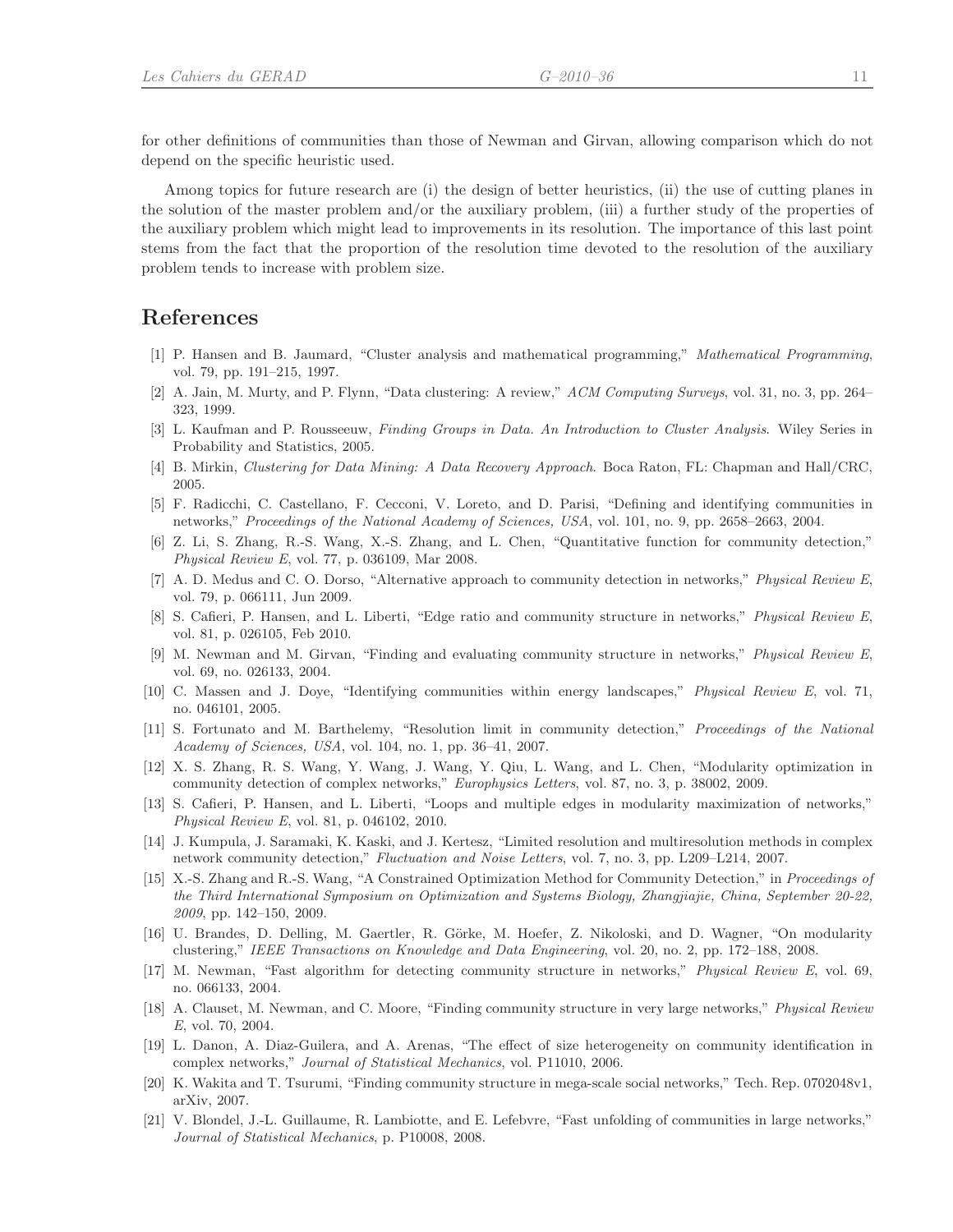for other definitions of communities than those of Newman and Girvan, allowing comparison which do not depend on the specific heuristic used.

Among topics for future research are (i) the design of better heuristics, (ii) the use of cutting planes in the solution of the master problem and/or the auxiliary problem, (iii) a further study of the properties of the auxiliary problem which might lead to improvements in its resolution. The importance of this last point stems from the fact that the proportion of the resolution time devoted to the resolution of the auxiliary problem tends to increase with problem size.

## References

[1] P. Hansen and B. Jaumard, "Cluster analysis and mathematical programming," *Mathematical Programming*, vol. 79, pp. 191–215, 1997.

[2] A. Jain, M. Murty, and P. Flynn, "Data clustering: A review," *ACM Computing Surveys*, vol. 31, no. 3, pp. 264–323, 1999.

[3] L. Kaufman and P. Rousseeuw, *Finding Groups in Data. An Introduction to Cluster Analysis*. Wiley Series in Probability and Statistics, 2005.

[4] B. Mirkin, *Clustering for Data Mining: A Data Recovery Approach*. Boca Raton, FL: Chapman and Hall/CRC, 2005.

[5] F. Radicchi, C. Castellano, F. Cecconi, V. Loreto, and D. Parisi, "Defining and identifying communities in networks," *Proceedings of the National Academy of Sciences, USA*, vol. 101, no. 9, pp. 2658–2663, 2004.

[6] Z. Li, S. Zhang, R.-S. Wang, X.-S. Zhang, and L. Chen, "Quantitative function for community detection," *Physical Review E*, vol. 77, p. 036109, Mar 2008.

[7] A. D. Medus and C. O. Dorso, "Alternative approach to community detection in networks," *Physical Review E*, vol. 79, p. 066111, Jun 2009.

[8] S. Cafieri, P. Hansen, and L. Liberti, "Edge ratio and community structure in networks," *Physical Review E*, vol. 81, p. 026105, Feb 2010.

[9] M. Newman and M. Girvan, "Finding and evaluating community structure in networks," *Physical Review E*, vol. 69, no. 026133, 2004.

[10] C. Massen and J. Doye, "Identifying communities within energy landscapes," *Physical Review E*, vol. 71, no. 046101, 2005.

[11] S. Fortunato and M. Barthelemy, "Resolution limit in community detection," *Proceedings of the National Academy of Sciences, USA*, vol. 104, no. 1, pp. 36–41, 2007.

[12] X. S. Zhang, R. S. Wang, Y. Wang, J. Wang, Y. Qiu, L. Wang, and L. Chen, "Modularity optimization in community detection of complex networks," *Europhysics Letters*, vol. 87, no. 3, p. 38002, 2009.

[13] S. Cafieri, P. Hansen, and L. Liberti, "Loops and multiple edges in modularity maximization of networks," *Physical Review E*, vol. 81, p. 046102, 2010.

[14] J. Kumpula, J. Saramaki, K. Kaski, and J. Kertesz, "Limited resolution and multiresolution methods in complex network community detection," *Fluctuation and Noise Letters*, vol. 7, no. 3, pp. L209–L214, 2007.

[15] X.-S. Zhang and R.-S. Wang, "A Constrained Optimization Method for Community Detection," in *Proceedings of the Third International Symposium on Optimization and Systems Biology, Zhangjiajie, China, September 20-22, 2009*, pp. 142–150, 2009.

[16] U. Brandes, D. Delling, M. Gaertler, R. Görke, M. Hoefer, Z. Nikoloski, and D. Wagner, "On modularity clustering," *IEEE Transactions on Knowledge and Data Engineering*, vol. 20, no. 2, pp. 172–188, 2008.

[17] M. Newman, "Fast algorithm for detecting community structure in networks," *Physical Review E*, vol. 69, no. 066133, 2004.

[18] A. Clauset, M. Newman, and C. Moore, "Finding community structure in very large networks," *Physical Review E*, vol. 70, 2004.

[19] L. Danon, A. Diaz-Guilera, and A. Arenas, "The effect of size heterogeneity on community identification in complex networks," *Journal of Statistical Mechanics*, vol. P11010, 2006.

[20] K. Wakita and T. Tsurumi, "Finding community structure in mega-scale social networks," Tech. Rep. 0702048v1, arXiv, 2007.

[21] V. Blondel, J.-L. Guillaume, R. Lambiotte, and E. Lefebvre, "Fast unfolding of communities in large networks," *Journal of Statistical Mechanics*, p. P10008, 2008.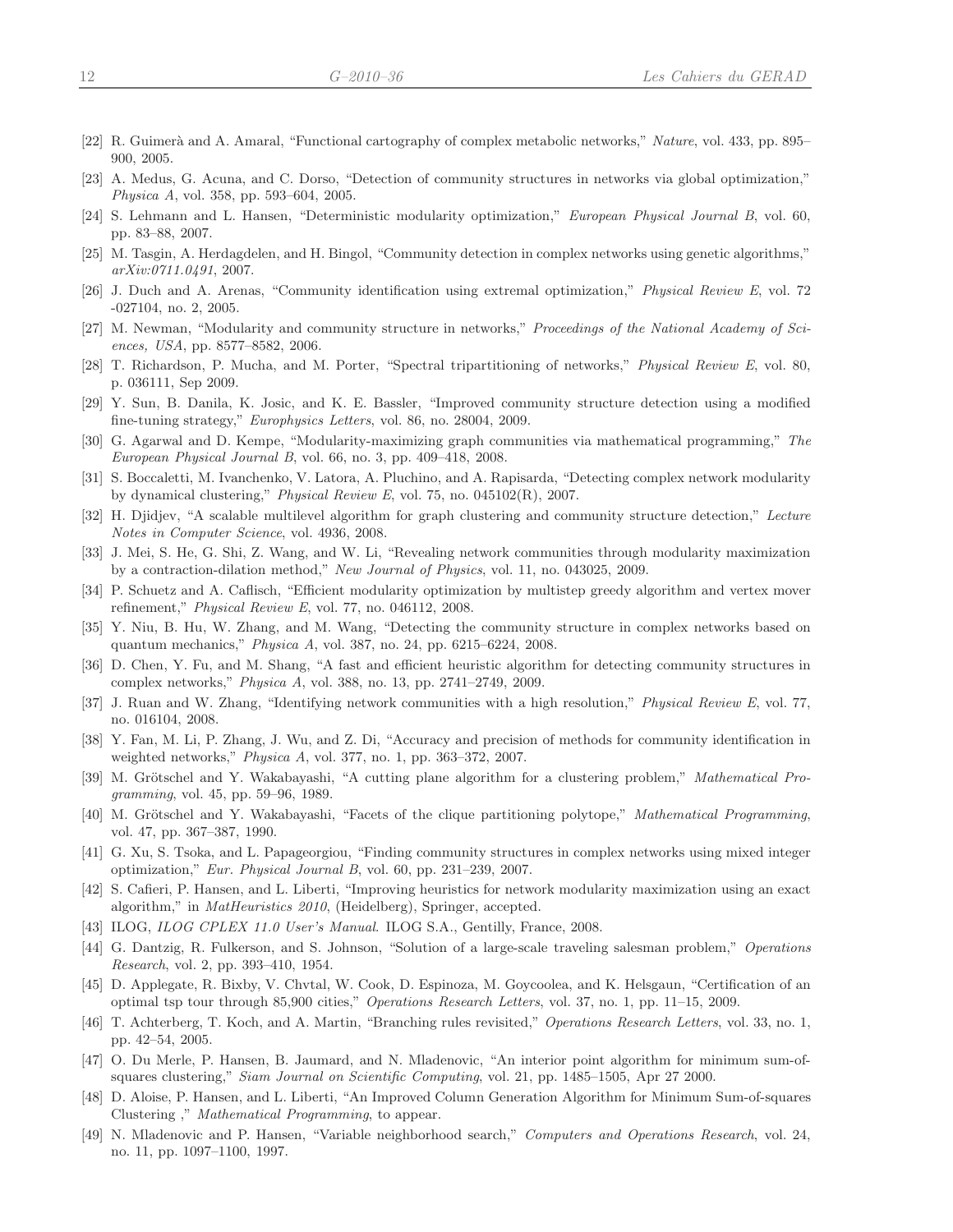[22] R. Guimerà and A. Amaral, "Functional cartography of complex metabolic networks," *Nature*, vol. 433, pp. 895–900, 2005.

[23] A. Medus, G. Acuna, and C. Dorso, "Detection of community structures in networks via global optimization," *Physica A*, vol. 358, pp. 593–604, 2005.

[24] S. Lehmann and L. Hansen, "Deterministic modularity optimization," *European Physical Journal B*, vol. 60, pp. 83–88, 2007.

[25] M. Tasgin, A. Herdagdelen, and H. Bingol, "Community detection in complex networks using genetic algorithms," *arXiv:0711.0491*, 2007.

[26] J. Duch and A. Arenas, "Community identification using extremal optimization," *Physical Review E*, vol. 72 -027104, no. 2, 2005.

[27] M. Newman, "Modularity and community structure in networks," *Proceedings of the National Academy of Sciences, USA*, pp. 8577–8582, 2006.

[28] T. Richardson, P. Mucha, and M. Porter, "Spectral tripartitioning of networks," *Physical Review E*, vol. 80, p. 036111, Sep 2009.

[29] Y. Sun, B. Danila, K. Josic, and K. E. Bassler, "Improved community structure detection using a modified fine-tuning strategy," *Europhysics Letters*, vol. 86, no. 28004, 2009.

[30] G. Agarwal and D. Kempe, "Modularity-maximizing graph communities via mathematical programming," *The European Physical Journal B*, vol. 66, no. 3, pp. 409–418, 2008.

[31] S. Boccaletti, M. Ivanchenko, V. Latora, A. Pluchino, and A. Rapisarda, "Detecting complex network modularity by dynamical clustering," *Physical Review E*, vol. 75, no. 045102(R), 2007.

[32] H. Djidjev, "A scalable multilevel algorithm for graph clustering and community structure detection," *Lecture Notes in Computer Science*, vol. 4936, 2008.

[33] J. Mei, S. He, G. Shi, Z. Wang, and W. Li, "Revealing network communities through modularity maximization by a contraction-dilation method," *New Journal of Physics*, vol. 11, no. 043025, 2009.

[34] P. Schuetz and A. Caflisch, "Efficient modularity optimization by multistep greedy algorithm and vertex mover refinement," *Physical Review E*, vol. 77, no. 046112, 2008.

[35] Y. Niu, B. Hu, W. Zhang, and M. Wang, "Detecting the community structure in complex networks based on quantum mechanics," *Physica A*, vol. 387, no. 24, pp. 6215–6224, 2008.

[36] D. Chen, Y. Fu, and M. Shang, "A fast and efficient heuristic algorithm for detecting community structures in complex networks," *Physica A*, vol. 388, no. 13, pp. 2741–2749, 2009.

[37] J. Ruan and W. Zhang, "Identifying network communities with a high resolution," *Physical Review E*, vol. 77, no. 016104, 2008.

[38] Y. Fan, M. Li, P. Zhang, J. Wu, and Z. Di, "Accuracy and precision of methods for community identification in weighted networks," *Physica A*, vol. 377, no. 1, pp. 363–372, 2007.

[39] M. Grötschel and Y. Wakabayashi, "A cutting plane algorithm for a clustering problem," *Mathematical Programming*, vol. 45, pp. 59–96, 1989.

[40] M. Grötschel and Y. Wakabayashi, "Facets of the clique partitioning polytope," *Mathematical Programming*, vol. 47, pp. 367–387, 1990.

[41] G. Xu, S. Tsoka, and L. Papageorgiou, "Finding community structures in complex networks using mixed integer optimization," *Eur. Physical Journal B*, vol. 60, pp. 231–239, 2007.

[42] S. Cafieri, P. Hansen, and L. Liberti, "Improving heuristics for network modularity maximization using an exact algorithm," in *MatHeuristics 2010*, (Heidelberg), Springer, accepted.

[43] ILOG, *ILOG CPLEX 11.0 User's Manual*. ILOG S.A., Gentilly, France, 2008.

[44] G. Dantzig, R. Fulkerson, and S. Johnson, "Solution of a large-scale traveling salesman problem," *Operations Research*, vol. 2, pp. 393–410, 1954.

[45] D. Applegate, R. Bixby, V. Chvtal, W. Cook, D. Espinoza, M. Goycoolea, and K. Helsgaun, "Certification of an optimal tsp tour through 85,900 cities," *Operations Research Letters*, vol. 37, no. 1, pp. 11–15, 2009.

[46] T. Achterberg, T. Koch, and A. Martin, "Branching rules revisited," *Operations Research Letters*, vol. 33, no. 1, pp. 42–54, 2005.

[47] O. Du Merle, P. Hansen, B. Jaumard, and N. Mladenovic, "An interior point algorithm for minimum sum-of-squares clustering," *Siam Journal on Scientific Computing*, vol. 21, pp. 1485–1505, Apr 27 2000.

[48] D. Aloise, P. Hansen, and L. Liberti, "An Improved Column Generation Algorithm for Minimum Sum-of-squares Clustering ," *Mathematical Programming*, to appear.

[49] N. Mladenovic and P. Hansen, "Variable neighborhood search," *Computers and Operations Research*, vol. 24, no. 11, pp. 1097–1100, 1997.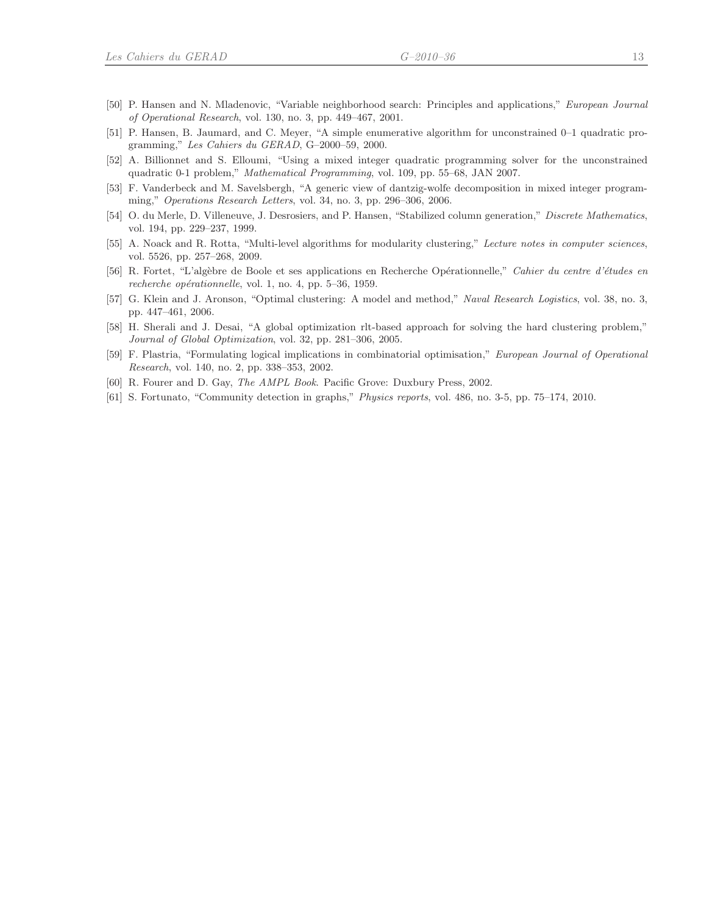[50] P. Hansen and N. Mladenovic, "Variable neighborhood search: Principles and applications," *European Journal of Operational Research*, vol. 130, no. 3, pp. 449–467, 2001.

[51] P. Hansen, B. Jaumard, and C. Meyer, "A simple enumerative algorithm for unconstrained 0–1 quadratic programming," *Les Cahiers du GERAD*, G–2000–59, 2000.

[52] A. Billionnet and S. Elloumi, "Using a mixed integer quadratic programming solver for the unconstrained quadratic 0-1 problem," *Mathematical Programming*, vol. 109, pp. 55–68, JAN 2007.

[53] F. Vanderbeck and M. Savelsbergh, "A generic view of dantzig-wolfe decomposition in mixed integer programming," *Operations Research Letters*, vol. 34, no. 3, pp. 296–306, 2006.

[54] O. du Merle, D. Villeneuve, J. Desrosiers, and P. Hansen, "Stabilized column generation," *Discrete Mathematics*, vol. 194, pp. 229–237, 1999.

[55] A. Noack and R. Rotta, "Multi-level algorithms for modularity clustering," *Lecture notes in computer sciences*, vol. 5526, pp. 257–268, 2009.

[56] R. Fortet, "L'algèbre de Boole et ses applications en Recherche Opérationnelle," *Cahier du centre d'études en recherche opérationnelle*, vol. 1, no. 4, pp. 5–36, 1959.

[57] G. Klein and J. Aronson, "Optimal clustering: A model and method," *Naval Research Logistics*, vol. 38, no. 3, pp. 447–461, 2006.

[58] H. Sherali and J. Desai, "A global optimization rlt-based approach for solving the hard clustering problem," *Journal of Global Optimization*, vol. 32, pp. 281–306, 2005.

[59] F. Plastria, "Formulating logical implications in combinatorial optimisation," *European Journal of Operational Research*, vol. 140, no. 2, pp. 338–353, 2002.

[60] R. Fourer and D. Gay, *The AMPL Book*. Pacific Grove: Duxbury Press, 2002.

[61] S. Fortunato, "Community detection in graphs," *Physics reports*, vol. 486, no. 3-5, pp. 75–174, 2010.